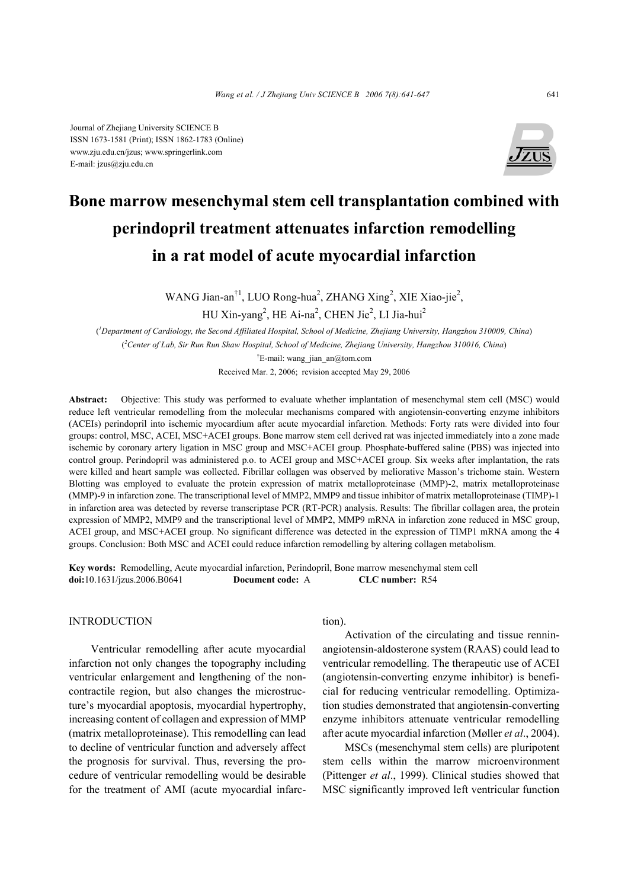Journal of Zhejiang University SCIENCE B
ISSN 1673-1581 (Print); ISSN 1862-1783 (Online)
www.zju.edu.cn/jzus; www.springerlink.com
E-mail: jzus@zju.edu.cn

# Bone marrow mesenchymal stem cell transplantation combined with perindopril treatment attenuates infarction remodelling in a rat model of acute myocardial infarction

WANG Jian-an†[1], LUO Rong-hua[2], ZHANG Xing[2], XIE Xiao-jie[2], HU Xin-yang[2], HE Ai-na[2], CHEN Jie[2], LI Jia-hui[2]

([1]*Department of Cardiology, the Second Affiliated Hospital, School of Medicine, Zhejiang University, Hangzhou 310009, China*)

([2]*Center of Lab, Sir Run Run Shaw Hospital, School of Medicine, Zhejiang University, Hangzhou 310016, China*)

†E-mail: wang_jian_an@tom.com

Received Mar. 2, 2006; revision accepted May 29, 2006

**Abstract:** Objective: This study was performed to evaluate whether implantation of mesenchymal stem cell (MSC) would reduce left ventricular remodelling from the molecular mechanisms compared with angiotensin-converting enzyme inhibitors (ACEIs) perindopril into ischemic myocardium after acute myocardial infarction. Methods: Forty rats were divided into four groups: control, MSC, ACEI, MSC+ACEI groups. Bone marrow stem cell derived rat was injected immediately into a zone made ischemic by coronary artery ligation in MSC group and MSC+ACEI group. Phosphate-buffered saline (PBS) was injected into control group. Perindopril was administered p.o. to ACEI group and MSC+ACEI group. Six weeks after implantation, the rats were killed and heart sample was collected. Fibrillar collagen was observed by meliorative Masson's trichome stain. Western Blotting was employed to evaluate the protein expression of matrix metalloproteinase (MMP)-2, matrix metalloproteinase (MMP)-9 in infarction zone. The transcriptional level of MMP2, MMP9 and tissue inhibitor of matrix metalloproteinase (TIMP)-1 in infarction area was detected by reverse transcriptase PCR (RT-PCR) analysis. Results: The fibrillar collagen area, the protein expression of MMP2, MMP9 and the transcriptional level of MMP2, MMP9 mRNA in infarction zone reduced in MSC group, ACEI group, and MSC+ACEI group. No significant difference was detected in the expression of TIMP1 mRNA among the 4 groups. Conclusion: Both MSC and ACEI could reduce infarction remodelling by altering collagen metabolism.

**Key words:** Remodelling, Acute myocardial infarction, Perindopril, Bone marrow mesenchymal stem cell
**doi:**10.1631/jzus.2006.B0641 **Document code:** A **CLC number:** R54

## INTRODUCTION

Ventricular remodelling after acute myocardial infarction not only changes the topography including ventricular enlargement and lengthening of the non-contractile region, but also changes the microstructure's myocardial apoptosis, myocardial hypertrophy, increasing content of collagen and expression of MMP (matrix metalloproteinase). This remodelling can lead to decline of ventricular function and adversely affect the prognosis for survival. Thus, reversing the procedure of ventricular remodelling would be desirable for the treatment of AMI (acute myocardial infarction).

Activation of the circulating and tissue rennin-angiotensin-aldosterone system (RAAS) could lead to ventricular remodelling. The therapeutic use of ACEI (angiotensin-converting enzyme inhibitor) is beneficial for reducing ventricular remodelling. Optimization studies demonstrated that angiotensin-converting enzyme inhibitors attenuate ventricular remodelling after acute myocardial infarction (Møller *et al*., 2004).

MSCs (mesenchymal stem cells) are pluripotent stem cells within the marrow microenvironment (Pittenger *et al*., 1999). Clinical studies showed that MSC significantly improved left ventricular function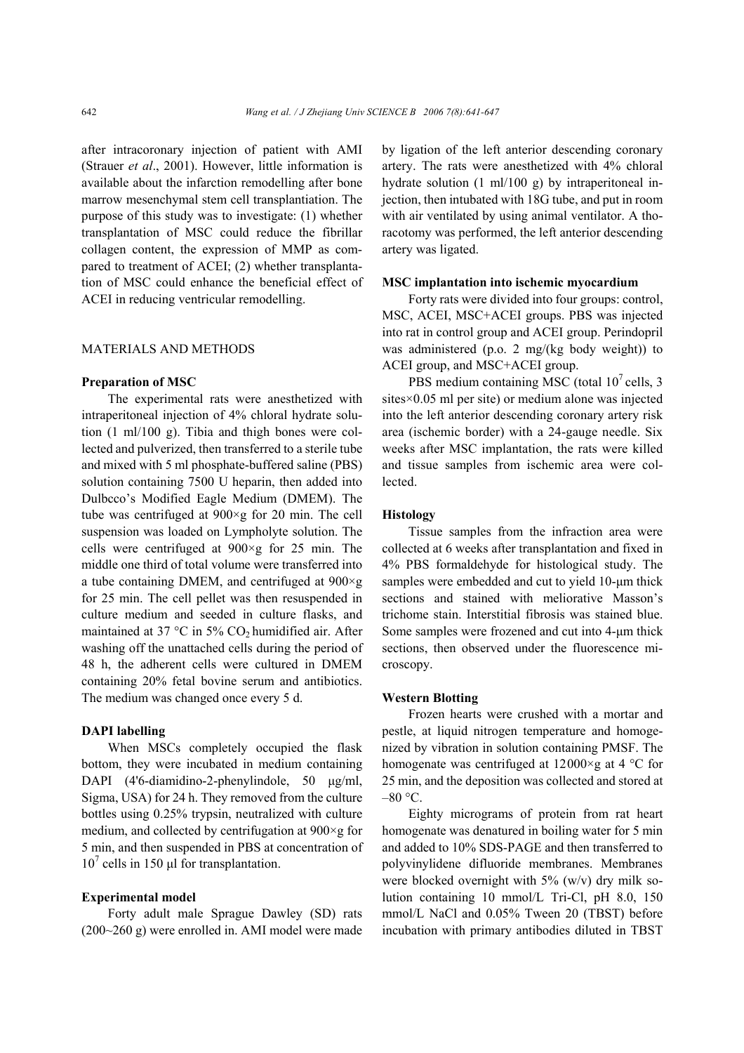after intracoronary injection of patient with AMI (Strauer *et al*., 2001). However, little information is available about the infarction remodelling after bone marrow mesenchymal stem cell transplantiation. The purpose of this study was to investigate: (1) whether transplantation of MSC could reduce the fibrillar collagen content, the expression of MMP as compared to treatment of ACEI; (2) whether transplantation of MSC could enhance the beneficial effect of ACEI in reducing ventricular remodelling.

## MATERIALS AND METHODS

### Preparation of MSC

The experimental rats were anesthetized with intraperitoneal injection of 4% chloral hydrate solution (1 ml/100 g). Tibia and thigh bones were collected and pulverized, then transferred to a sterile tube and mixed with 5 ml phosphate-buffered saline (PBS) solution containing 7500 U heparin, then added into Dulbcco's Modified Eagle Medium (DMEM). The tube was centrifuged at 900×g for 20 min. The cell suspension was loaded on Lympholyte solution. The cells were centrifuged at 900×g for 25 min. The middle one third of total volume were transferred into a tube containing DMEM, and centrifuged at 900×g for 25 min. The cell pellet was then resuspended in culture medium and seeded in culture flasks, and maintained at 37 °C in 5% $CO_2$ humidified air. After washing off the unattached cells during the period of 48 h, the adherent cells were cultured in DMEM containing 20% fetal bovine serum and antibiotics. The medium was changed once every 5 d.

### DAPI labelling

When MSCs completely occupied the flask bottom, they were incubated in medium containing DAPI (4'6-diamidino-2-phenylindole, 50 μg/ml, Sigma, USA) for 24 h. They removed from the culture bottles using 0.25% trypsin, neutralized with culture medium, and collected by centrifugation at 900×g for 5 min, and then suspended in PBS at concentration of $10^7$ cells in 150 μl for transplantation.

### Experimental model

Forty adult male Sprague Dawley (SD) rats (200~260 g) were enrolled in. AMI model were made by ligation of the left anterior descending coronary artery. The rats were anesthetized with 4% chloral hydrate solution (1 ml/100 g) by intraperitoneal injection, then intubated with 18G tube, and put in room with air ventilated by using animal ventilator. A thoracotomy was performed, the left anterior descending artery was ligated.

### MSC implantation into ischemic myocardium

Forty rats were divided into four groups: control, MSC, ACEI, MSC+ACEI groups. PBS was injected into rat in control group and ACEI group. Perindopril was administered (p.o. 2 mg/(kg body weight)) to ACEI group, and MSC+ACEI group.

PBS medium containing MSC (total $10^7$ cells, 3 sites×0.05 ml per site) or medium alone was injected into the left anterior descending coronary artery risk area (ischemic border) with a 24-gauge needle. Six weeks after MSC implantation, the rats were killed and tissue samples from ischemic area were collected.

### Histology

Tissue samples from the infraction area were collected at 6 weeks after transplantation and fixed in 4% PBS formaldehyde for histological study. The samples were embedded and cut to yield 10-μm thick sections and stained with meliorative Masson's trichome stain. Interstitial fibrosis was stained blue. Some samples were frozened and cut into 4-μm thick sections, then observed under the fluorescence microscopy.

### Western Blotting

Frozen hearts were crushed with a mortar and pestle, at liquid nitrogen temperature and homogenized by vibration in solution containing PMSF. The homogenate was centrifuged at 12000×g at 4 °C for 25 min, and the deposition was collected and stored at –80 °C.

Eighty micrograms of protein from rat heart homogenate was denatured in boiling water for 5 min and added to 10% SDS-PAGE and then transferred to polyvinylidene difluoride membranes. Membranes were blocked overnight with 5% (w/v) dry milk solution containing 10 mmol/L Tri-Cl, pH 8.0, 150 mmol/L NaCl and 0.05% Tween 20 (TBST) before incubation with primary antibodies diluted in TBST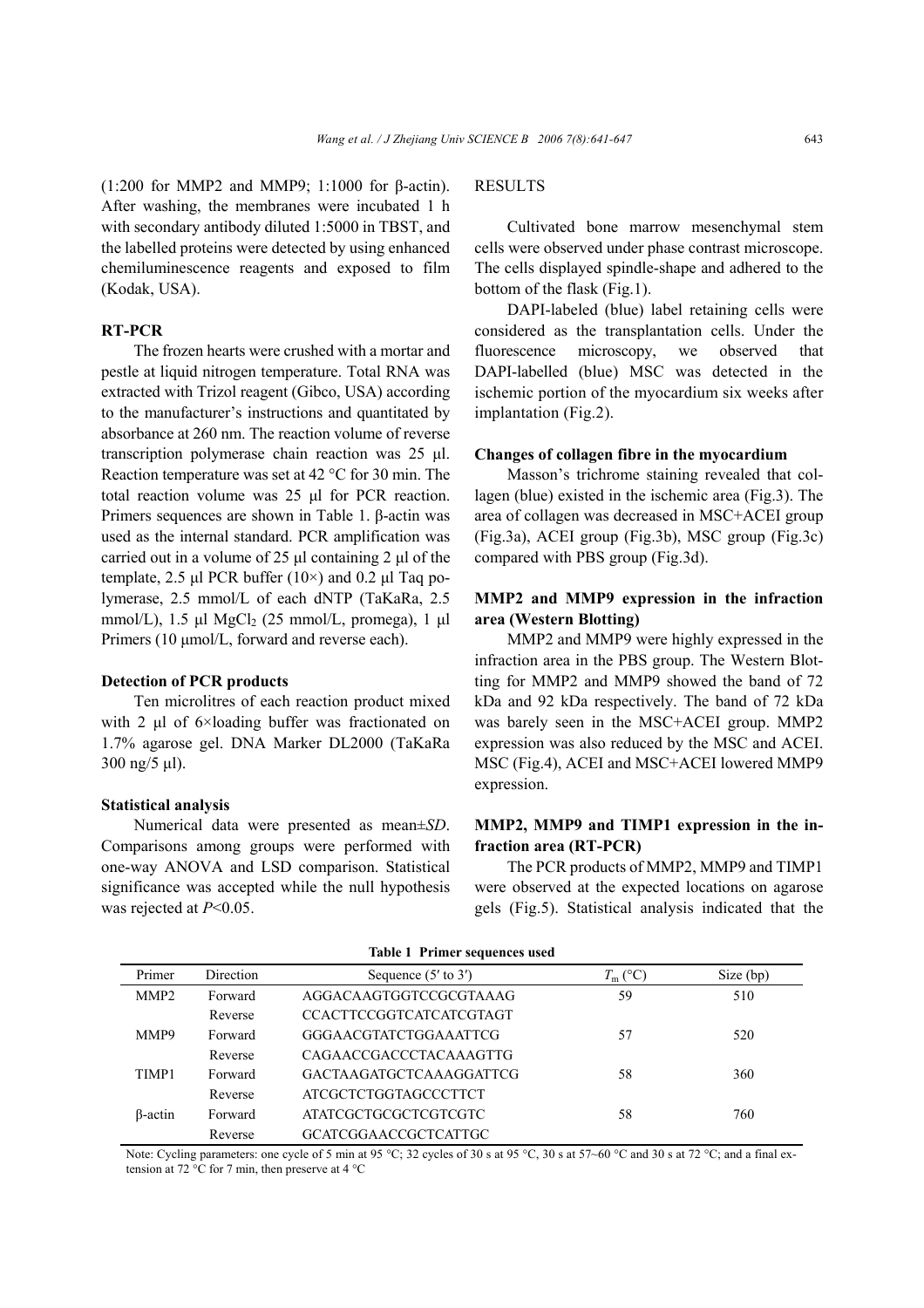(1:200 for MMP2 and MMP9; 1:1000 for β-actin). After washing, the membranes were incubated 1 h with secondary antibody diluted 1:5000 in TBST, and the labelled proteins were detected by using enhanced chemiluminescence reagents and exposed to film (Kodak, USA).

### RT-PCR

The frozen hearts were crushed with a mortar and pestle at liquid nitrogen temperature. Total RNA was extracted with Trizol reagent (Gibco, USA) according to the manufacturer's instructions and quantitated by absorbance at 260 nm. The reaction volume of reverse transcription polymerase chain reaction was 25 μl. Reaction temperature was set at 42 °C for 30 min. The total reaction volume was 25 μl for PCR reaction. Primers sequences are shown in Table 1. β-actin was used as the internal standard. PCR amplification was carried out in a volume of 25 μl containing 2 μl of the template, 2.5 μl PCR buffer (10×) and 0.2 μl Taq polymerase, 2.5 mmol/L of each dNTP (TaKaRa, 2.5 mmol/L), 1.5 μl $MgCl_2$ (25 mmol/L, promega), 1 μl Primers (10 μmol/L, forward and reverse each).

### Detection of PCR products

Ten microlitres of each reaction product mixed with 2 μl of 6×loading buffer was fractionated on 1.7% agarose gel. DNA Marker DL2000 (TaKaRa 300 ng/5 μl).

### Statistical analysis

Numerical data were presented as mean±*SD*. Comparisons among groups were performed with one-way ANOVA and LSD comparison. Statistical significance was accepted while the null hypothesis was rejected at $P<0.05$.

## RESULTS

Cultivated bone marrow mesenchymal stem cells were observed under phase contrast microscope. The cells displayed spindle-shape and adhered to the bottom of the flask (Fig.1).

DAPI-labeled (blue) label retaining cells were considered as the transplantation cells. Under the fluorescence microscopy, we observed that DAPI-labelled (blue) MSC was detected in the ischemic portion of the myocardium six weeks after implantation (Fig.2).

### Changes of collagen fibre in the myocardium

Masson's trichrome staining revealed that collagen (blue) existed in the ischemic area (Fig.3). The area of collagen was decreased in MSC+ACEI group (Fig.3a), ACEI group (Fig.3b), MSC group (Fig.3c) compared with PBS group (Fig.3d).

### MMP2 and MMP9 expression in the infraction area (Western Blotting)

MMP2 and MMP9 were highly expressed in the infraction area in the PBS group. The Western Blotting for MMP2 and MMP9 showed the band of 72 kDa and 92 kDa respectively. The band of 72 kDa was barely seen in the MSC+ACEI group. MMP2 expression was also reduced by the MSC and ACEI. MSC (Fig.4), ACEI and MSC+ACEI lowered MMP9 expression.

### MMP2, MMP9 and TIMP1 expression in the infraction area (RT-PCR)

The PCR products of MMP2, MMP9 and TIMP1 were observed at the expected locations on agarose gels (Fig.5). Statistical analysis indicated that the

**Table 1 Primer sequences used**

| Primer | Direction | Sequence (5′ to 3′) | $T_m$ (°C) | Size (bp) |
|---|---|---|---|---|
| MMP2 | Forward | AGGACAAGTGGTCCGCGTAAAG | 59 | 510 |
| | Reverse | CCACTTCCGGTCATCATCGTAGT | | |
| MMP9 | Forward | GGGAACGTATCTGGAAATTCG | 57 | 520 |
| | Reverse | CAGAACCGACCCTACAAAGTTG | | |
| TIMP1 | Forward | GACTAAGATGCTCAAAGGATTCG | 58 | 360 |
| | Reverse | ATCGCTCTGGTAGCCCTTCT | | |
| β-actin | Forward | ATATCGCTGCGCTCGTCGTC | 58 | 760 |
| | Reverse | GCATCGGAACCGCTCATTGC | | |

Note: Cycling parameters: one cycle of 5 min at 95 °C; 32 cycles of 30 s at 95 °C, 30 s at 57~60 °C and 30 s at 72 °C; and a final extension at 72 °C for 7 min, then preserve at 4 °C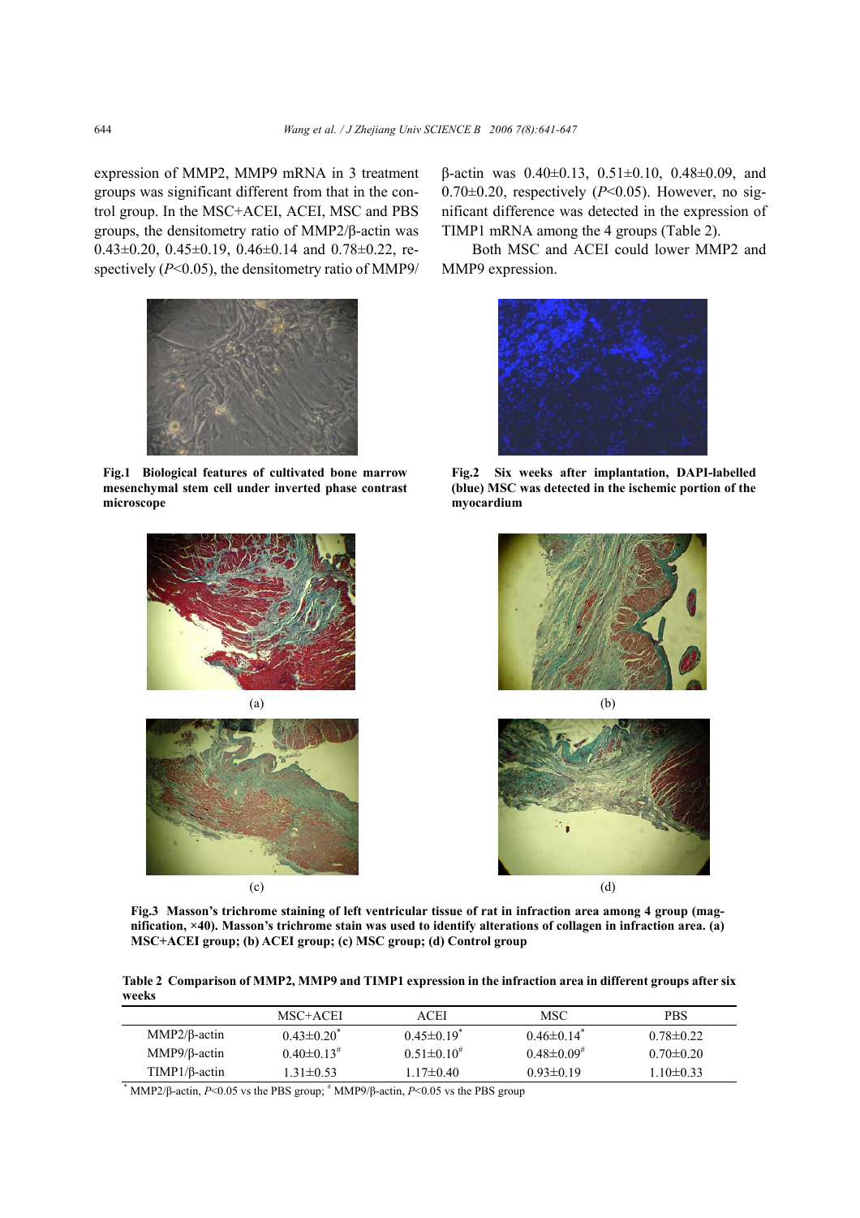expression of MMP2, MMP9 mRNA in 3 treatment groups was significant different from that in the control group. In the MSC+ACEI, ACEI, MSC and PBS groups, the densitometry ratio of MMP2/β-actin was 0.43±0.20, 0.45±0.19, 0.46±0.14 and 0.78±0.22, respectively ($P$<0.05), the densitometry ratio of MMP9/β-actin was 0.40±0.13, 0.51±0.10, 0.48±0.09, and 0.70±0.20, respectively ($P$<0.05). However, no significant difference was detected in the expression of TIMP1 mRNA among the 4 groups (Table 2).

Both MSC and ACEI could lower MMP2 and MMP9 expression.

**Fig.1 Biological features of cultivated bone marrow mesenchymal stem cell under inverted phase contrast microscope**

**Fig.2 Six weeks after implantation, DAPI-labelled (blue) MSC was detected in the ischemic portion of the myocardium**

(a) (b) (c) (d)

**Fig.3 Masson's trichrome staining of left ventricular tissue of rat in infraction area among 4 group (magnification, ×40). Masson's trichrome stain was used to identify alterations of collagen in infraction area. (a) MSC+ACEI group; (b) ACEI group; (c) MSC group; (d) Control group**

**Table 2 Comparison of MMP2, MMP9 and TIMP1 expression in the infraction area in different groups after six weeks**

| | MSC+ACEI | ACEI | MSC | PBS |
|---|---|---|---|---|
| MMP2/β-actin | 0.43±0.20* | 0.45±0.19* | 0.46±0.14* | 0.78±0.22 |
| MMP9/β-actin | 0.40±0.13# | 0.51±0.10# | 0.48±0.09# | 0.70±0.20 |
| TIMP1/β-actin | 1.31±0.53 | 1.17±0.40 | 0.93±0.19 | 1.10±0.33 |

* MMP2/β-actin, $P$<0.05 vs the PBS group; # MMP9/β-actin, $P$<0.05 vs the PBS group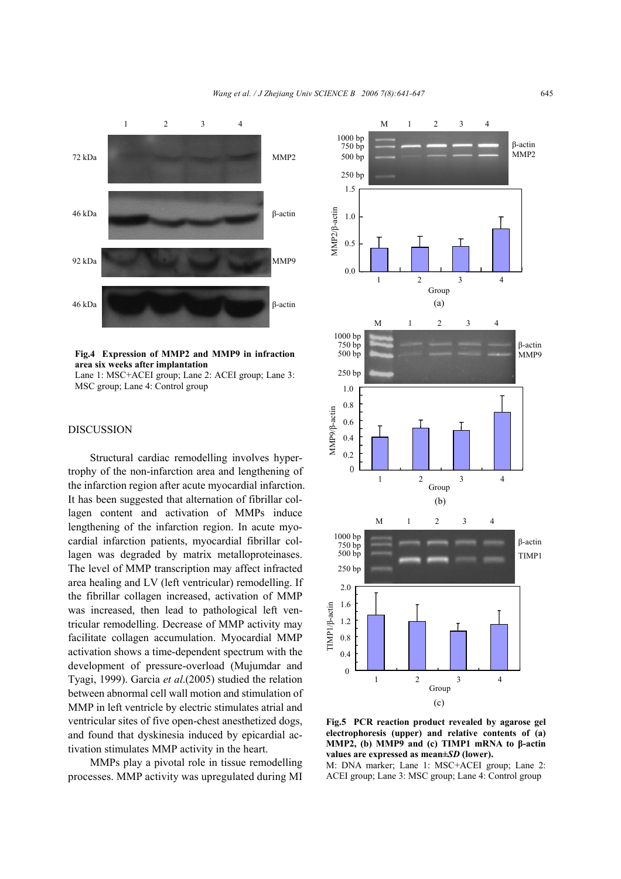**Fig.4 Expression of MMP2 and MMP9 in infraction area six weeks after implantation**

Lane 1: MSC+ACEI group; Lane 2: ACEI group; Lane 3: MSC group; Lane 4: Control group

## DISCUSSION

Structural cardiac remodelling involves hypertrophy of the non-infarction area and lengthening of the infarction region after acute myocardial infarction. It has been suggested that alternation of fibrillar collagen content and activation of MMPs induce lengthening of the infarction region. In acute myocardial infarction patients, myocardial fibrillar collagen was degraded by matrix metalloproteinases. The level of MMP transcription may affect infracted area healing and LV (left ventricular) remodelling. If the fibrillar collagen increased, activation of MMP was increased, then lead to pathological left ventricular remodelling. Decrease of MMP activity may facilitate collagen accumulation. Myocardial MMP activation shows a time-dependent spectrum with the development of pressure-overload (Mujumdar and Tyagi, 1999). Garcia *et al*.(2005) studied the relation between abnormal cell wall motion and stimulation of MMP in left ventricle by electric stimulates atrial and ventricular sites of five open-chest anesthetized dogs, and found that dyskinesia induced by epicardial activation stimulates MMP activity in the heart.

MMPs play a pivotal role in tissue remodelling processes. MMP activity was upregulated during MI

**Fig.5 PCR reaction product revealed by agarose gel electrophoresis (upper) and relative contents of (a) MMP2, (b) MMP9 and (c) TIMP1 mRNA to β-actin values are expressed as mean±*SD* (lower).**

M: DNA marker; Lane 1: MSC+ACEI group; Lane 2: ACEI group; Lane 3: MSC group; Lane 4: Control group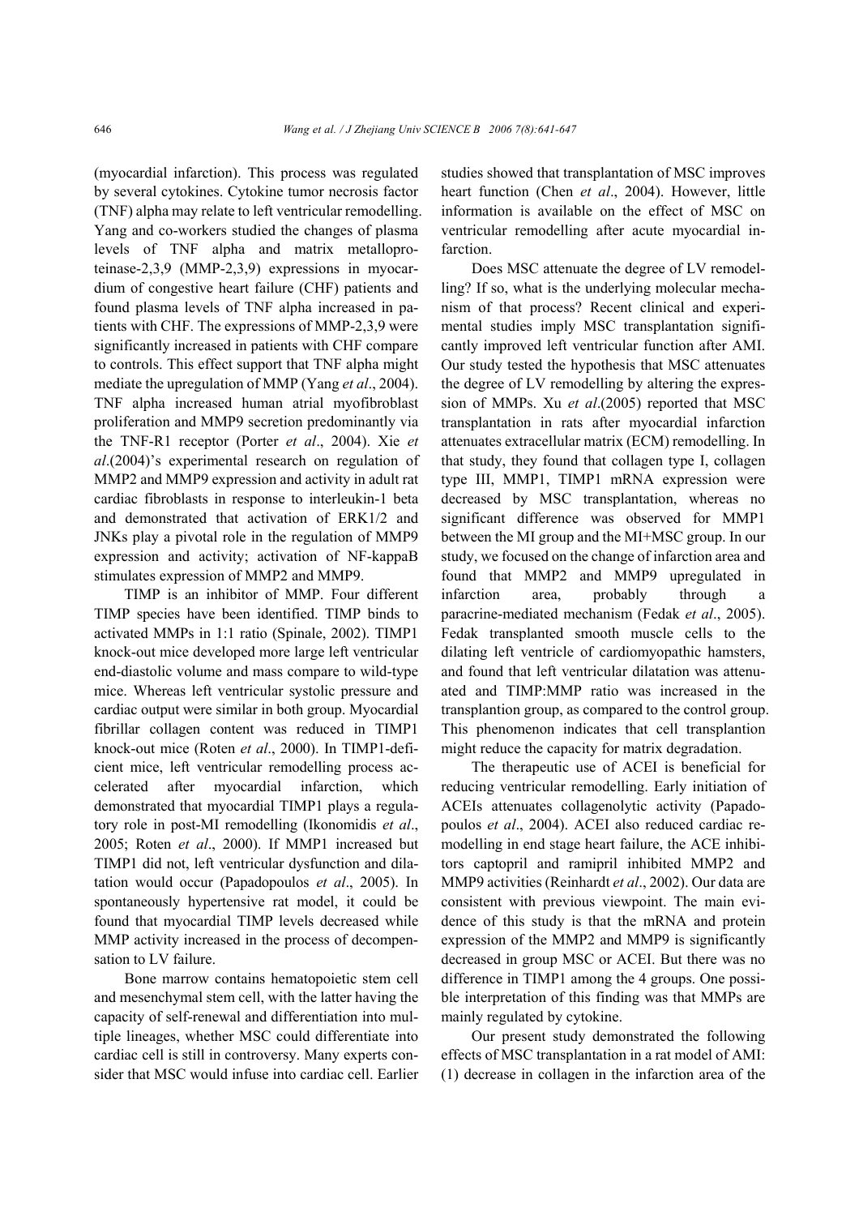(myocardial infarction). This process was regulated by several cytokines. Cytokine tumor necrosis factor (TNF) alpha may relate to left ventricular remodelling. Yang and co-workers studied the changes of plasma levels of TNF alpha and matrix metalloproteinase-2,3,9 (MMP-2,3,9) expressions in myocardium of congestive heart failure (CHF) patients and found plasma levels of TNF alpha increased in patients with CHF. The expressions of MMP-2,3,9 were significantly increased in patients with CHF compare to controls. This effect support that TNF alpha might mediate the upregulation of MMP (Yang *et al*., 2004). TNF alpha increased human atrial myofibroblast proliferation and MMP9 secretion predominantly via the TNF-R1 receptor (Porter *et al*., 2004). Xie *et al*.(2004)'s experimental research on regulation of MMP2 and MMP9 expression and activity in adult rat cardiac fibroblasts in response to interleukin-1 beta and demonstrated that activation of ERK1/2 and JNKs play a pivotal role in the regulation of MMP9 expression and activity; activation of NF-kappaB stimulates expression of MMP2 and MMP9.

TIMP is an inhibitor of MMP. Four different TIMP species have been identified. TIMP binds to activated MMPs in 1:1 ratio (Spinale, 2002). TIMP1 knock-out mice developed more large left ventricular end-diastolic volume and mass compare to wild-type mice. Whereas left ventricular systolic pressure and cardiac output were similar in both group. Myocardial fibrillar collagen content was reduced in TIMP1 knock-out mice (Roten *et al*., 2000). In TIMP1-deficient mice, left ventricular remodelling process accelerated after myocardial infarction, which demonstrated that myocardial TIMP1 plays a regulatory role in post-MI remodelling (Ikonomidis *et al*., 2005; Roten *et al*., 2000). If MMP1 increased but TIMP1 did not, left ventricular dysfunction and dilatation would occur (Papadopoulos *et al*., 2005). In spontaneously hypertensive rat model, it could be found that myocardial TIMP levels decreased while MMP activity increased in the process of decompensation to LV failure.

Bone marrow contains hematopoietic stem cell and mesenchymal stem cell, with the latter having the capacity of self-renewal and differentiation into multiple lineages, whether MSC could differentiate into cardiac cell is still in controversy. Many experts consider that MSC would infuse into cardiac cell. Earlier studies showed that transplantation of MSC improves heart function (Chen *et al*., 2004). However, little information is available on the effect of MSC on ventricular remodelling after acute myocardial infarction.

Does MSC attenuate the degree of LV remodelling? If so, what is the underlying molecular mechanism of that process? Recent clinical and experimental studies imply MSC transplantation significantly improved left ventricular function after AMI. Our study tested the hypothesis that MSC attenuates the degree of LV remodelling by altering the expression of MMPs. Xu *et al*.(2005) reported that MSC transplantation in rats after myocardial infarction attenuates extracellular matrix (ECM) remodelling. In that study, they found that collagen type I, collagen type III, MMP1, TIMP1 mRNA expression were decreased by MSC transplantation, whereas no significant difference was observed for MMP1 between the MI group and the MI+MSC group. In our study, we focused on the change of infarction area and found that MMP2 and MMP9 upregulated in infarction area, probably through a paracrine-mediated mechanism (Fedak *et al*., 2005). Fedak transplanted smooth muscle cells to the dilating left ventricle of cardiomyopathic hamsters, and found that left ventricular dilatation was attenuated and TIMP:MMP ratio was increased in the transplantion group, as compared to the control group. This phenomenon indicates that cell transplantation might reduce the capacity for matrix degradation.

The therapeutic use of ACEI is beneficial for reducing ventricular remodelling. Early initiation of ACEIs attenuates collagenolytic activity (Papadopoulos *et al*., 2004). ACEI also reduced cardiac remodelling in end stage heart failure, the ACE inhibitors captopril and ramipril inhibited MMP2 and MMP9 activities (Reinhardt *et al*., 2002). Our data are consistent with previous viewpoint. The main evidence of this study is that the mRNA and protein expression of the MMP2 and MMP9 is significantly decreased in group MSC or ACEI. But there was no difference in TIMP1 among the 4 groups. One possible interpretation of this finding was that MMPs are mainly regulated by cytokine.

Our present study demonstrated the following effects of MSC transplantation in a rat model of AMI: (1) decrease in collagen in the infarction area of the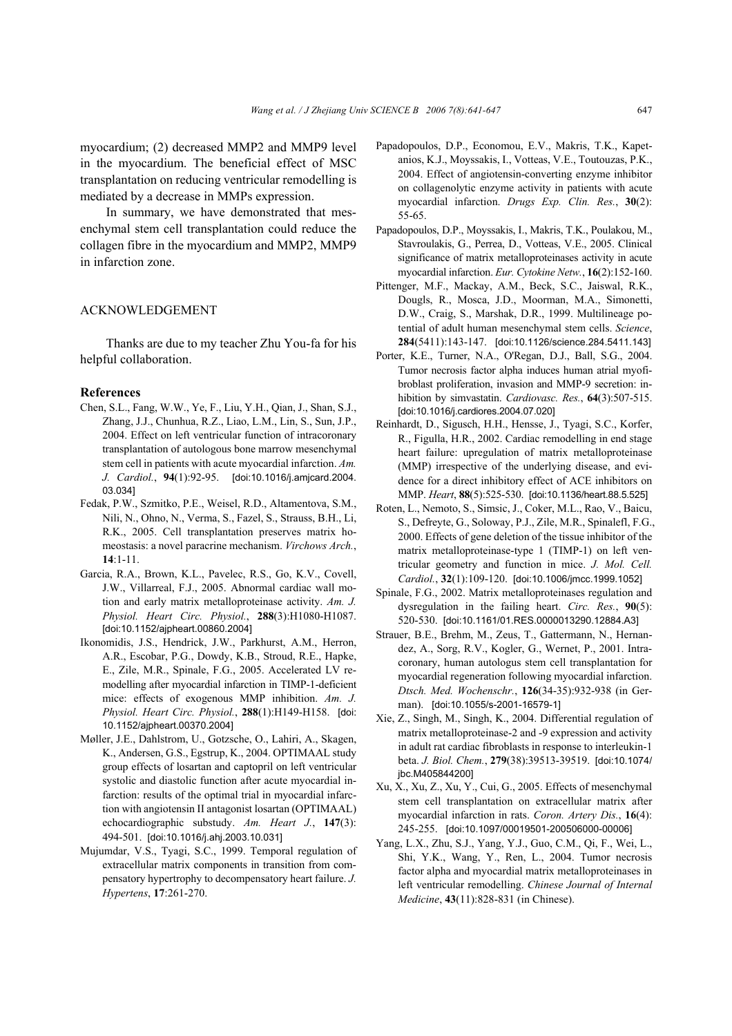myocardium; (2) decreased MMP2 and MMP9 level in the myocardium. The beneficial effect of MSC transplantation on reducing ventricular remodelling is mediated by a decrease in MMPs expression.

In summary, we have demonstrated that mesenchymal stem cell transplantation could reduce the collagen fibre in the myocardium and MMP2, MMP9 in infarction zone.

## ACKNOWLEDGEMENT

Thanks are due to my teacher Zhu You-fa for his helpful collaboration.

## References

Chen, S.L., Fang, W.W., Ye, F., Liu, Y.H., Qian, J., Shan, S.J., Zhang, J.J., Chunhua, R.Z., Liao, L.M., Lin, S., Sun, J.P., 2004. Effect on left ventricular function of intracoronary transplantation of autologous bone marrow mesenchymal stem cell in patients with acute myocardial infarction. *Am. J. Cardiol.*, **94**(1):92-95. [doi:10.1016/j.amjcard.2004.03.034]

Fedak, P.W., Szmitko, P.E., Weisel, R.D., Altamentova, S.M., Nili, N., Ohno, N., Verma, S., Fazel, S., Strauss, B.H., Li, R.K., 2005. Cell transplantation preserves matrix homeostasis: a novel paracrine mechanism. *Virchows Arch.*, **14**:1-11.

Garcia, R.A., Brown, K.L., Pavelec, R.S., Go, K.V., Covell, J.W., Villarreal, F.J., 2005. Abnormal cardiac wall motion and early matrix metalloproteinase activity. *Am. J. Physiol. Heart Circ. Physiol.*, **288**(3):H1080-H1087. [doi:10.1152/ajpheart.00860.2004]

Ikonomidis, J.S., Hendrick, J.W., Parkhurst, A.M., Herron, A.R., Escobar, P.G., Dowdy, K.B., Stroud, R.E., Hapke, E., Zile, M.R., Spinale, F.G., 2005. Accelerated LV remodelling after myocardial infarction in TIMP-1-deficient mice: effects of exogenous MMP inhibition. *Am. J. Physiol. Heart Circ. Physiol.*, **288**(1):H149-H158. [doi:10.1152/ajpheart.00370.2004]

Møller, J.E., Dahlstrom, U., Gotzsche, O., Lahiri, A., Skagen, K., Andersen, G.S., Egstrup, K., 2004. OPTIMAAL study group effects of losartan and captopril on left ventricular systolic and diastolic function after acute myocardial infarction: results of the optimal trial in myocardial infarction with angiotensin II antagonist losartan (OPTIMAAL) echocardiographic substudy. *Am. Heart J.*, **147**(3):494-501. [doi:10.1016/j.ahj.2003.10.031]

Mujumdar, V.S., Tyagi, S.C., 1999. Temporal regulation of extracellular matrix components in transition from compensatory hypertrophy to decompensatory heart failure. *J. Hypertens*, **17**:261-270.

Papadopoulos, D.P., Economou, E.V., Makris, T.K., Kapetanios, K.J., Moyssakis, I., Votteas, V.E., Toutouzas, P.K., 2004. Effect of angiotensin-converting enzyme inhibitor on collagenolytic enzyme activity in patients with acute myocardial infarction. *Drugs Exp. Clin. Res.*, **30**(2):55-65.

Papadopoulos, D.P., Moyssakis, I., Makris, T.K., Poulakou, M., Stavroulakis, G., Perrea, D., Votteas, V.E., 2005. Clinical significance of matrix metalloproteinases activity in acute myocardial infarction. *Eur. Cytokine Netw.*, **16**(2):152-160.

Pittenger, M.F., Mackay, A.M., Beck, S.C., Jaiswal, R.K., Dougls, R., Mosca, J.D., Moorman, M.A., Simonetti, D.W., Craig, S., Marshak, D.R., 1999. Multilineage potential of adult human mesenchymal stem cells. *Science*, **284**(5411):143-147. [doi:10.1126/science.284.5411.143]

Porter, K.E., Turner, N.A., O'Regan, D.J., Ball, S.G., 2004. Tumor necrosis factor alpha induces human atrial myofibroblast proliferation, invasion and MMP-9 secretion: inhibition by simvastatin. *Cardiovasc. Res.*, **64**(3):507-515. [doi:10.1016/j.cardiores.2004.07.020]

Reinhardt, D., Sigusch, H.H., Hensse, J., Tyagi, S.C., Korfer, R., Figulla, H.R., 2002. Cardiac remodelling in end stage heart failure: upregulation of matrix metalloproteinase (MMP) irrespective of the underlying disease, and evidence for a direct inhibitory effect of ACE inhibitors on MMP. *Heart*, **88**(5):525-530. [doi:10.1136/heart.88.5.525]

Roten, L., Nemoto, S., Simsic, J., Coker, M.L., Rao, V., Baicu, S., Defreyte, G., Soloway, P.J., Zile, M.R., Spinalefl, F.G., 2000. Effects of gene deletion of the tissue inhibitor of the matrix metalloproteinase-type 1 (TIMP-1) on left ventricular geometry and function in mice. *J. Mol. Cell. Cardiol.*, **32**(1):109-120. [doi:10.1006/jmcc.1999.1052]

Spinale, F.G., 2002. Matrix metalloproteinases regulation and dysregulation in the failing heart. *Circ. Res.*, **90**(5):520-530. [doi:10.1161/01.RES.0000013290.12884.A3]

Strauer, B.E., Brehm, M., Zeus, T., Gattermann, N., Hernandez, A., Sorg, R.V., Kogler, G., Wernet, P., 2001. Intracoronary, human autologus stem cell transplantation for myocardial regeneration following myocardial infarction. *Dtsch. Med. Wochenschr.*, **126**(34-35):932-938 (in German). [doi:10.1055/s-2001-16579-1]

Xie, Z., Singh, M., Singh, K., 2004. Differential regulation of matrix metalloproteinase-2 and -9 expression and activity in adult rat cardiac fibroblasts in response to interleukin-1 beta. *J. Biol. Chem.*, **279**(38):39513-39519. [doi:10.1074/jbc.M405844200]

Xu, X., Xu, Z., Xu, Y., Cui, G., 2005. Effects of mesenchymal stem cell transplantation on extracellular matrix after myocardial infarction in rats. *Coron. Artery Dis.*, **16**(4):245-255. [doi:10.1097/00019501-200506000-00006]

Yang, L.X., Zhu, S.J., Yang, Y.J., Guo, C.M., Qi, F., Wei, L., Shi, Y.K., Wang, Y., Ren, L., 2004. Tumor necrosis factor alpha and myocardial matrix metalloproteinases in left ventricular remodelling. *Chinese Journal of Internal Medicine*, **43**(11):828-831 (in Chinese).